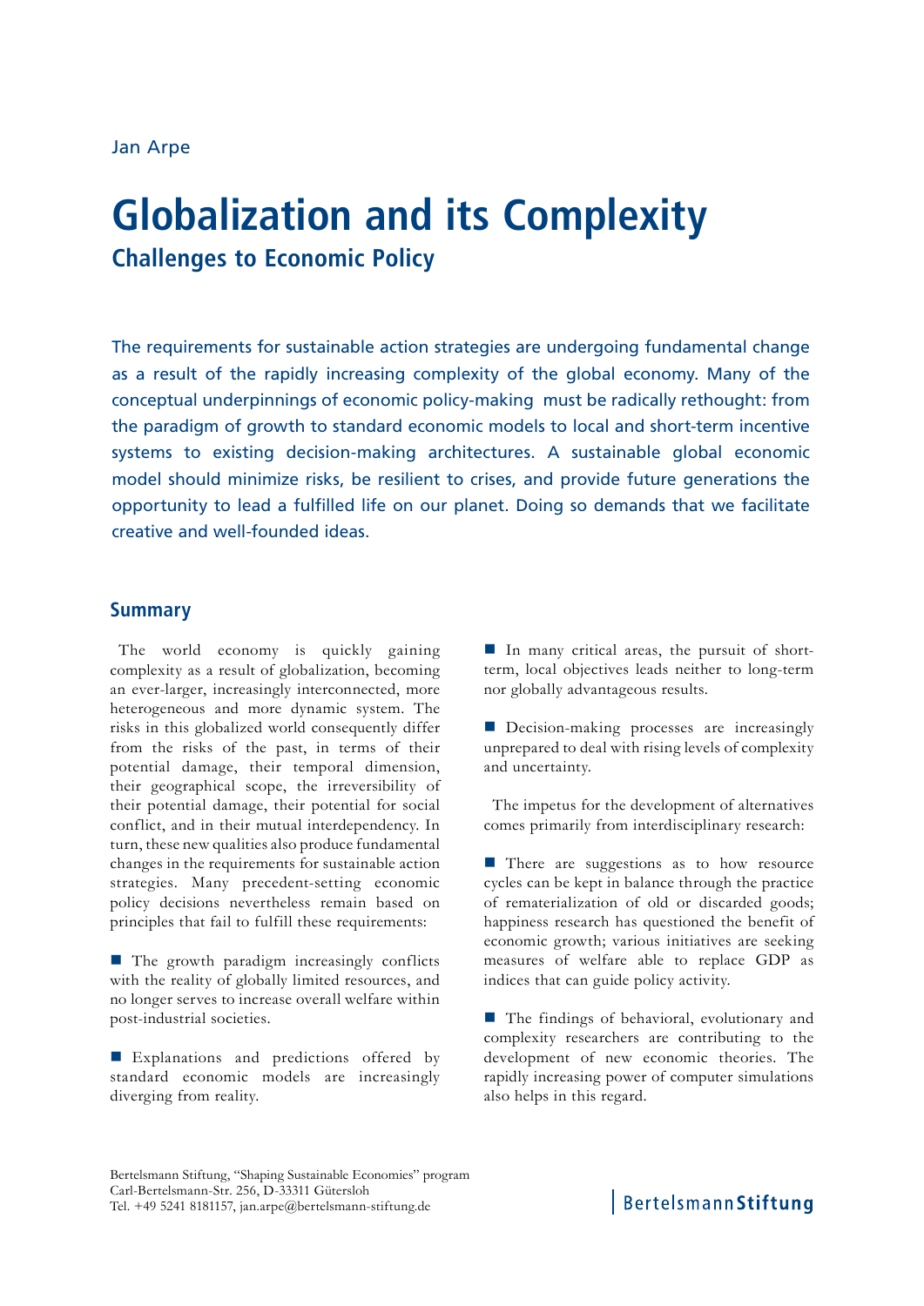Jan Arpe

# Globalization and its Complexity

## Challenges to Economic Policy

The requirements for sustainable action strategies are undergoing fundamental change as a result of the rapidly increasing complexity of the global economy. Many of the conceptual underpinnings of economic policy-making must be radically rethought: from the paradigm of growth to standard economic models to local and short-term incentive systems to existing decision-making architectures. A sustainable global economic model should minimize risks, be resilient to crises, and provide future generations the opportunity to lead a fulfilled life on our planet. Doing so demands that we facilitate creative and well-founded ideas.

### Summary

The world economy is quickly gaining complexity as a result of globalization, becoming an ever-larger, increasingly interconnected, more heterogeneous and more dynamic system. The risks in this globalized world consequently differ from the risks of the past, in terms of their potential damage, their temporal dimension, their geographical scope, the irreversibility of their potential damage, their potential for social conflict, and in their mutual interdependency. In turn, these new qualities also produce fundamental changes in the requirements for sustainable action strategies. Many precedent-setting economic policy decisions nevertheless remain based on principles that fail to fulfill these requirements:

- The growth paradigm increasingly conflicts with the reality of globally limited resources, and no longer serves to increase overall welfare within post-industrial societies.
- Explanations and predictions offered by standard economic models are increasingly diverging from reality.
- In many critical areas, the pursuit of short-term, local objectives leads neither to long-term nor globally advantageous results.
- Decision-making processes are increasingly unprepared to deal with rising levels of complexity and uncertainty.

The impetus for the development of alternatives comes primarily from interdisciplinary research:

- There are suggestions as to how resource cycles can be kept in balance through the practice of rematerialization of old or discarded goods; happiness research has questioned the benefit of economic growth; various initiatives are seeking measures of welfare able to replace GDP as indices that can guide policy activity.
- The findings of behavioral, evolutionary and complexity researchers are contributing to the development of new economic theories. The rapidly increasing power of computer simulations also helps in this regard.

Bertelsmann Stiftung, "Shaping Sustainable Economies" program
Carl-Bertelsmann-Str. 256, D-33311 Gütersloh
Tel. +49 5241 8181157, jan.arpe@bertelsmann-stiftung.de

BertelsmannStiftung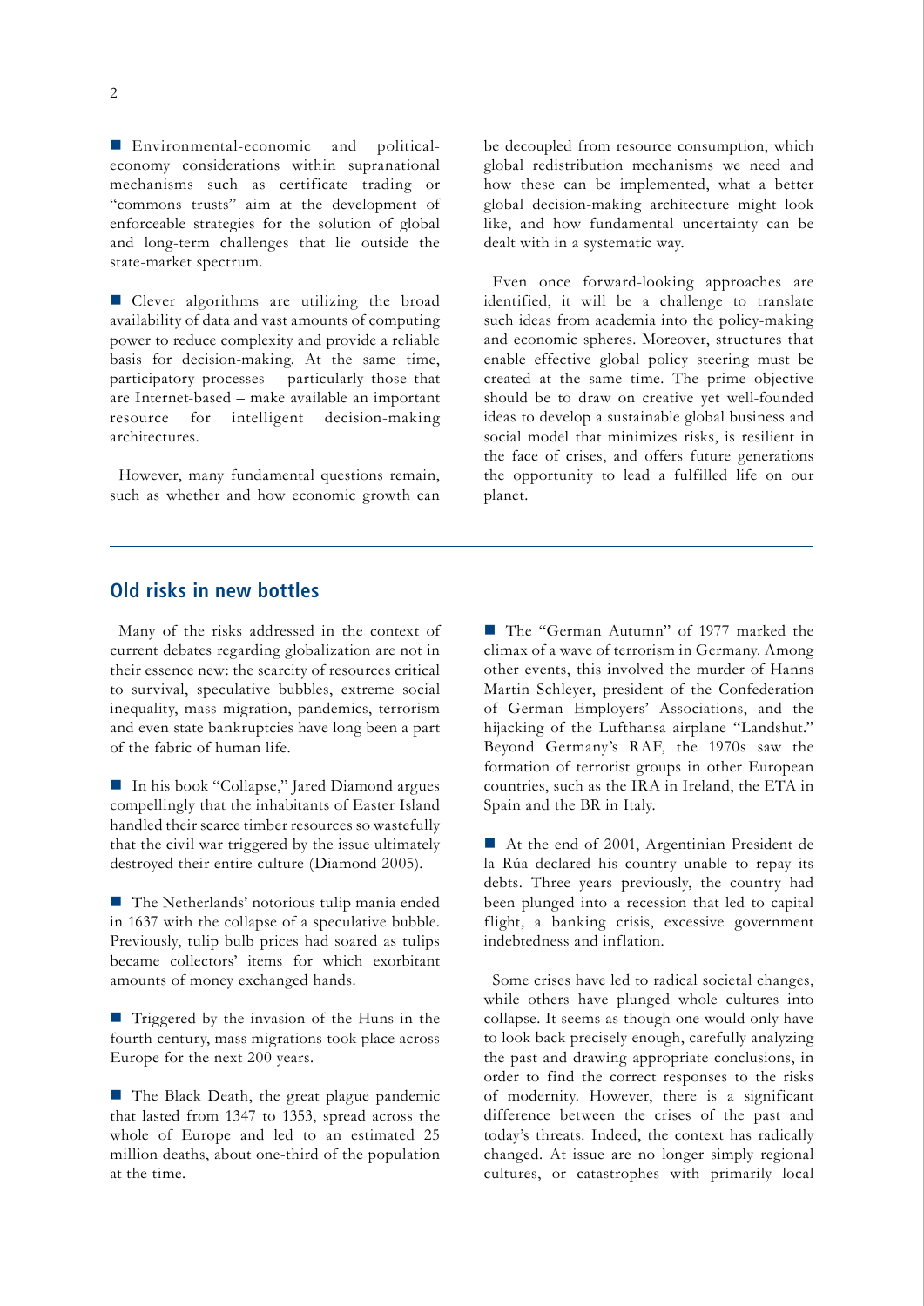- Environmental-economic and political-economy considerations within supranational mechanisms such as certificate trading or "commons trusts" aim at the development of enforceable strategies for the solution of global and long-term challenges that lie outside the state-market spectrum.

- Clever algorithms are utilizing the broad availability of data and vast amounts of computing power to reduce complexity and provide a reliable basis for decision-making. At the same time, participatory processes – particularly those that are Internet-based – make available an important resource for intelligent decision-making architectures.

However, many fundamental questions remain, such as whether and how economic growth can be decoupled from resource consumption, which global redistribution mechanisms we need and how these can be implemented, what a better global decision-making architecture might look like, and how fundamental uncertainty can be dealt with in a systematic way.

Even once forward-looking approaches are identified, it will be a challenge to translate such ideas from academia into the policy-making and economic spheres. Moreover, structures that enable effective global policy steering must be created at the same time. The prime objective should be to draw on creative yet well-founded ideas to develop a sustainable global business and social model that minimizes risks, is resilient in the face of crises, and offers future generations the opportunity to lead a fulfilled life on our planet.

## Old risks in new bottles

Many of the risks addressed in the context of current debates regarding globalization are not in their essence new: the scarcity of resources critical to survival, speculative bubbles, extreme social inequality, mass migration, pandemics, terrorism and even state bankruptcies have long been a part of the fabric of human life.

- In his book "Collapse," Jared Diamond argues compellingly that the inhabitants of Easter Island handled their scarce timber resources so wastefully that the civil war triggered by the issue ultimately destroyed their entire culture (Diamond 2005).

- The Netherlands' notorious tulip mania ended in 1637 with the collapse of a speculative bubble. Previously, tulip bulb prices had soared as tulips became collectors' items for which exorbitant amounts of money exchanged hands.

- Triggered by the invasion of the Huns in the fourth century, mass migrations took place across Europe for the next 200 years.

- The Black Death, the great plague pandemic that lasted from 1347 to 1353, spread across the whole of Europe and led to an estimated 25 million deaths, about one-third of the population at the time.

- The "German Autumn" of 1977 marked the climax of a wave of terrorism in Germany. Among other events, this involved the murder of Hanns Martin Schleyer, president of the Confederation of German Employers' Associations, and the hijacking of the Lufthansa airplane "Landshut." Beyond Germany's RAF, the 1970s saw the formation of terrorist groups in other European countries, such as the IRA in Ireland, the ETA in Spain and the BR in Italy.

- At the end of 2001, Argentinian President de la Rúa declared his country unable to repay its debts. Three years previously, the country had been plunged into a recession that led to capital flight, a banking crisis, excessive government indebtedness and inflation.

Some crises have led to radical societal changes, while others have plunged whole cultures into collapse. It seems as though one would only have to look back precisely enough, carefully analyzing the past and drawing appropriate conclusions, in order to find the correct responses to the risks of modernity. However, there is a significant difference between the crises of the past and today's threats. Indeed, the context has radically changed. At issue are no longer simply regional cultures, or catastrophes with primarily local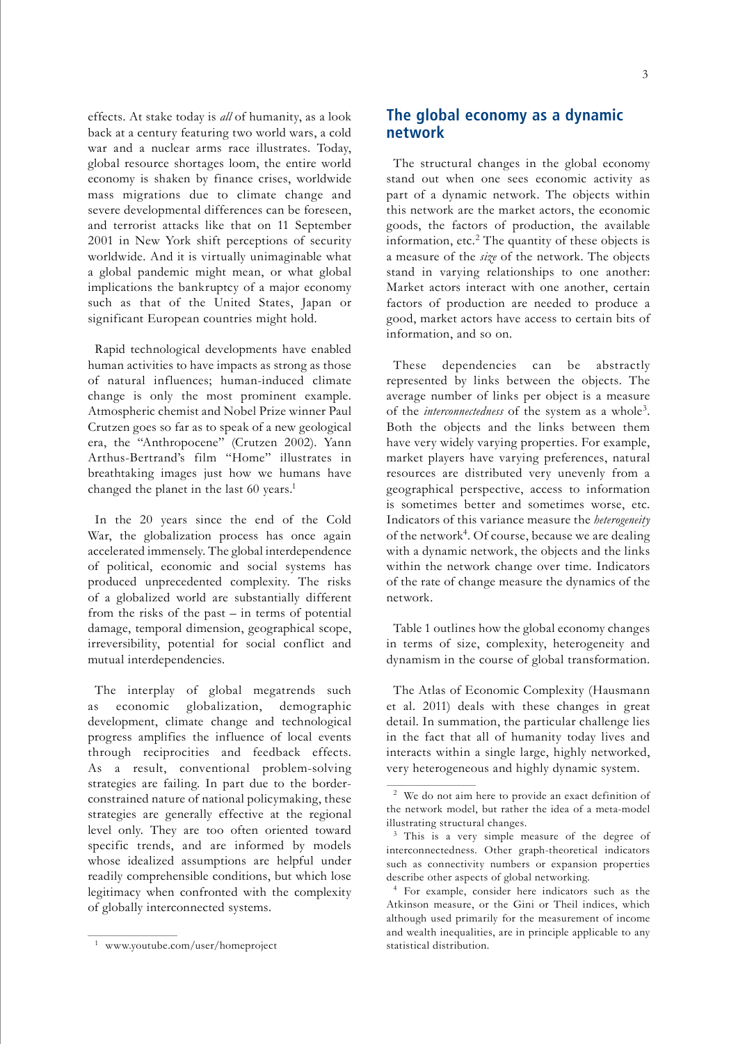effects. At stake today is *all* of humanity, as a look back at a century featuring two world wars, a cold war and a nuclear arms race illustrates. Today, global resource shortages loom, the entire world economy is shaken by finance crises, worldwide mass migrations due to climate change and severe developmental differences can be foreseen, and terrorist attacks like that on 11 September 2001 in New York shift perceptions of security worldwide. And it is virtually unimaginable what a global pandemic might mean, or what global implications the bankruptcy of a major economy such as that of the United States, Japan or significant European countries might hold.

Rapid technological developments have enabled human activities to have impacts as strong as those of natural influences; human-induced climate change is only the most prominent example. Atmospheric chemist and Nobel Prize winner Paul Crutzen goes so far as to speak of a new geological era, the "Anthropocene" (Crutzen 2002). Yann Arthus-Bertrand's film "Home" illustrates in breathtaking images just how we humans have changed the planet in the last 60 years.[1]

In the 20 years since the end of the Cold War, the globalization process has once again accelerated immensely. The global interdependence of political, economic and social systems has produced unprecedented complexity. The risks of a globalized world are substantially different from the risks of the past – in terms of potential damage, temporal dimension, geographical scope, irreversibility, potential for social conflict and mutual interdependencies.

The interplay of global megatrends such as economic globalization, demographic development, climate change and technological progress amplifies the influence of local events through reciprocities and feedback effects. As a result, conventional problem-solving strategies are failing. In part due to the border-constrained nature of national policymaking, these strategies are generally effective at the regional level only. They are too often oriented toward specific trends, and are informed by models whose idealized assumptions are helpful under readily comprehensible conditions, but which lose legitimacy when confronted with the complexity of globally interconnected systems.

[1] www.youtube.com/user/homeproject

## The global economy as a dynamic network

The structural changes in the global economy stand out when one sees economic activity as part of a dynamic network. The objects within this network are the market actors, the economic goods, the factors of production, the available information, etc.[2] The quantity of these objects is a measure of the *size* of the network. The objects stand in varying relationships to one another: Market actors interact with one another, certain factors of production are needed to produce a good, market actors have access to certain bits of information, and so on.

These dependencies can be abstractly represented by links between the objects. The average number of links per object is a measure of the *interconnectedness* of the system as a whole[3]. Both the objects and the links between them have very widely varying properties. For example, market players have varying preferences, natural resources are distributed very unevenly from a geographical perspective, access to information is sometimes better and sometimes worse, etc. Indicators of this variance measure the *heterogeneity* of the network[4]. Of course, because we are dealing with a dynamic network, the objects and the links within the network change over time. Indicators of the rate of change measure the dynamics of the network.

Table 1 outlines how the global economy changes in terms of size, complexity, heterogeneity and dynamism in the course of global transformation.

The Atlas of Economic Complexity (Hausmann et al. 2011) deals with these changes in great detail. In summation, the particular challenge lies in the fact that all of humanity today lives and interacts within a single large, highly networked, very heterogeneous and highly dynamic system.

[2] We do not aim here to provide an exact definition of the network model, but rather the idea of a meta-model illustrating structural changes.

[3] This is a very simple measure of the degree of interconnectedness. Other graph-theoretical indicators such as connectivity numbers or expansion properties describe other aspects of global networking.

[4] For example, consider here indicators such as the Atkinson measure, or the Gini or Theil indices, which although used primarily for the measurement of income and wealth inequalities, are in principle applicable to any statistical distribution.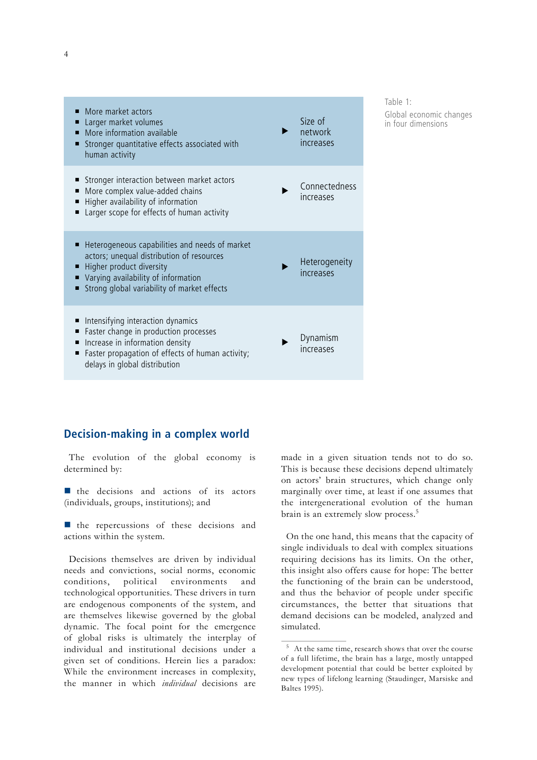| Drivers | | Result |
|---|---|---|
| ■ More market actors<br>■ Larger market volumes<br>■ More information available<br>■ Stronger quantitative effects associated with human activity | ▶ | Size of network increases |
| ■ Stronger interaction between market actors<br>■ More complex value-added chains<br>■ Higher availability of information<br>■ Larger scope for effects of human activity | ▶ | Connectedness increases |
| ■ Heterogeneous capabilities and needs of market actors; unequal distribution of resources<br>■ Higher product diversity<br>■ Varying availability of information<br>■ Strong global variability of market effects | ▶ | Heterogeneity increases |
| ■ Intensifying interaction dynamics<br>■ Faster change in production processes<br>■ Increase in information density<br>■ Faster propagation of effects of human activity; delays in global distribution | ▶ | Dynamism increases |

Table 1:
Global economic changes in four dimensions

## Decision-making in a complex world

The evolution of the global economy is determined by:

- the decisions and actions of its actors (individuals, groups, institutions); and
- the repercussions of these decisions and actions within the system.

Decisions themselves are driven by individual needs and convictions, social norms, economic conditions, political environments and technological opportunities. These drivers in turn are endogenous components of the system, and are themselves likewise governed by the global dynamic. The focal point for the emergence of global risks is ultimately the interplay of individual and institutional decisions under a given set of conditions. Herein lies a paradox: While the environment increases in complexity, the manner in which *individual* decisions are made in a given situation tends not to do so. This is because these decisions depend ultimately on actors' brain structures, which change only marginally over time, at least if one assumes that the intergenerational evolution of the human brain is an extremely slow process.[5]

On the one hand, this means that the capacity of single individuals to deal with complex situations requiring decisions has its limits. On the other, this insight also offers cause for hope: The better the functioning of the brain can be understood, and thus the behavior of people under specific circumstances, the better that situations that demand decisions can be modeled, analyzed and simulated.

---

[5] At the same time, research shows that over the course of a full lifetime, the brain has a large, mostly untapped development potential that could be better exploited by new types of lifelong learning (Staudinger, Marsiske and Baltes 1995).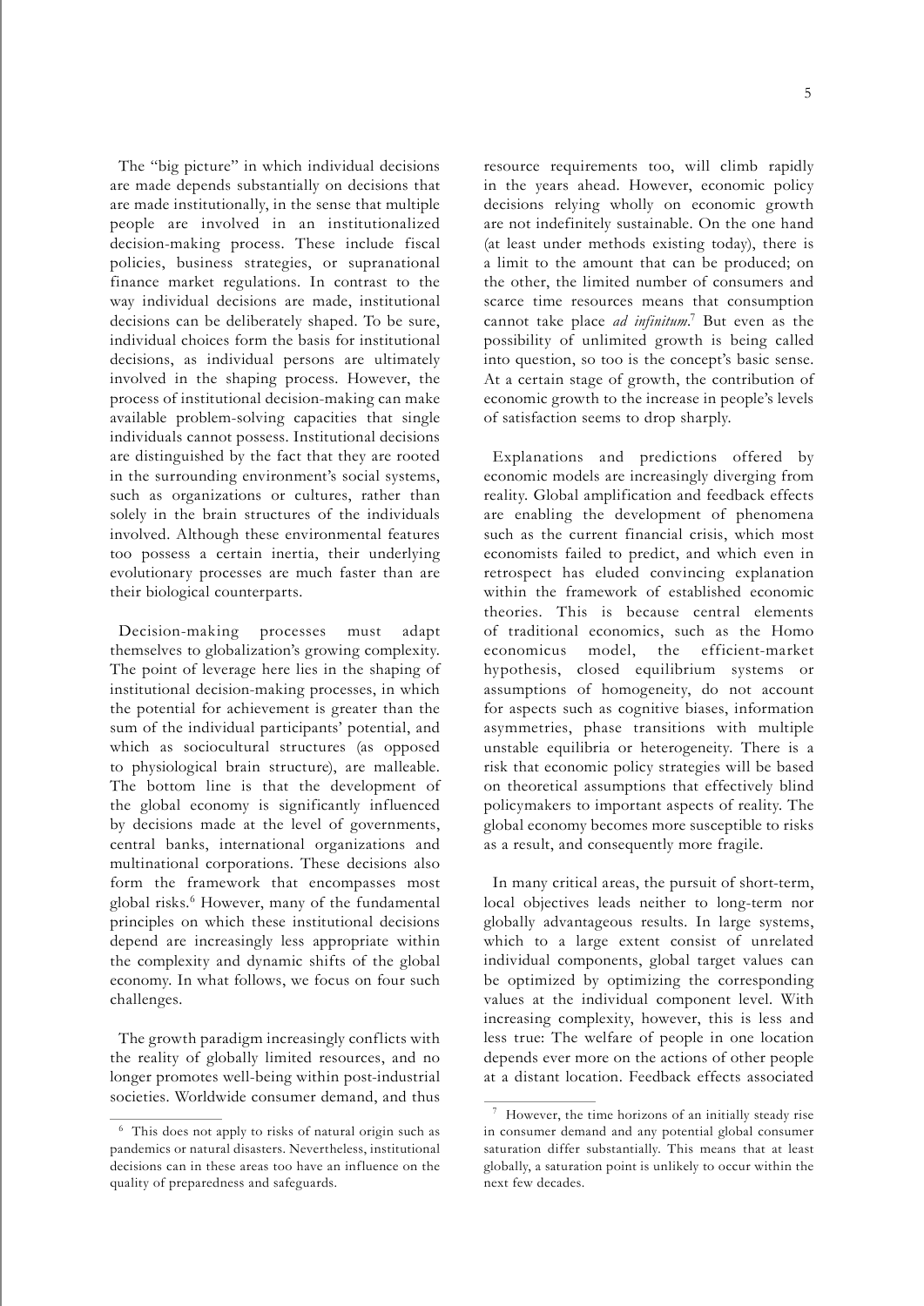The "big picture" in which individual decisions are made depends substantially on decisions that are made institutionally, in the sense that multiple people are involved in an institutionalized decision-making process. These include fiscal policies, business strategies, or supranational finance market regulations. In contrast to the way individual decisions are made, institutional decisions can be deliberately shaped. To be sure, individual choices form the basis for institutional decisions, as individual persons are ultimately involved in the shaping process. However, the process of institutional decision-making can make available problem-solving capacities that single individuals cannot possess. Institutional decisions are distinguished by the fact that they are rooted in the surrounding environment's social systems, such as organizations or cultures, rather than solely in the brain structures of the individuals involved. Although these environmental features too possess a certain inertia, their underlying evolutionary processes are much faster than are their biological counterparts.

Decision-making processes must adapt themselves to globalization's growing complexity. The point of leverage here lies in the shaping of institutional decision-making processes, in which the potential for achievement is greater than the sum of the individual participants' potential, and which as sociocultural structures (as opposed to physiological brain structure), are malleable. The bottom line is that the development of the global economy is significantly influenced by decisions made at the level of governments, central banks, international organizations and multinational corporations. These decisions also form the framework that encompasses most global risks.[6] However, many of the fundamental principles on which these institutional decisions depend are increasingly less appropriate within the complexity and dynamic shifts of the global economy. In what follows, we focus on four such challenges.

The growth paradigm increasingly conflicts with the reality of globally limited resources, and no longer promotes well-being within post-industrial societies. Worldwide consumer demand, and thus resource requirements too, will climb rapidly in the years ahead. However, economic policy decisions relying wholly on economic growth are not indefinitely sustainable. On the one hand (at least under methods existing today), there is a limit to the amount that can be produced; on the other, the limited number of consumers and scarce time resources means that consumption cannot take place *ad infinitum*.[7] But even as the possibility of unlimited growth is being called into question, so too is the concept's basic sense. At a certain stage of growth, the contribution of economic growth to the increase in people's levels of satisfaction seems to drop sharply.

Explanations and predictions offered by economic models are increasingly diverging from reality. Global amplification and feedback effects are enabling the development of phenomena such as the current financial crisis, which most economists failed to predict, and which even in retrospect has eluded convincing explanation within the framework of established economic theories. This is because central elements of traditional economics, such as the Homo economicus model, the efficient-market hypothesis, closed equilibrium systems or assumptions of homogeneity, do not account for aspects such as cognitive biases, information asymmetries, phase transitions with multiple unstable equilibria or heterogeneity. There is a risk that economic policy strategies will be based on theoretical assumptions that effectively blind policymakers to important aspects of reality. The global economy becomes more susceptible to risks as a result, and consequently more fragile.

In many critical areas, the pursuit of short-term, local objectives leads neither to long-term nor globally advantageous results. In large systems, which to a large extent consist of unrelated individual components, global target values can be optimized by optimizing the corresponding values at the individual component level. With increasing complexity, however, this is less and less true: The welfare of people in one location depends ever more on the actions of other people at a distant location. Feedback effects associated

---

[6] This does not apply to risks of natural origin such as pandemics or natural disasters. Nevertheless, institutional decisions can in these areas too have an influence on the quality of preparedness and safeguards.

[7] However, the time horizons of an initially steady rise in consumer demand and any potential global consumer saturation differ substantially. This means that at least globally, a saturation point is unlikely to occur within the next few decades.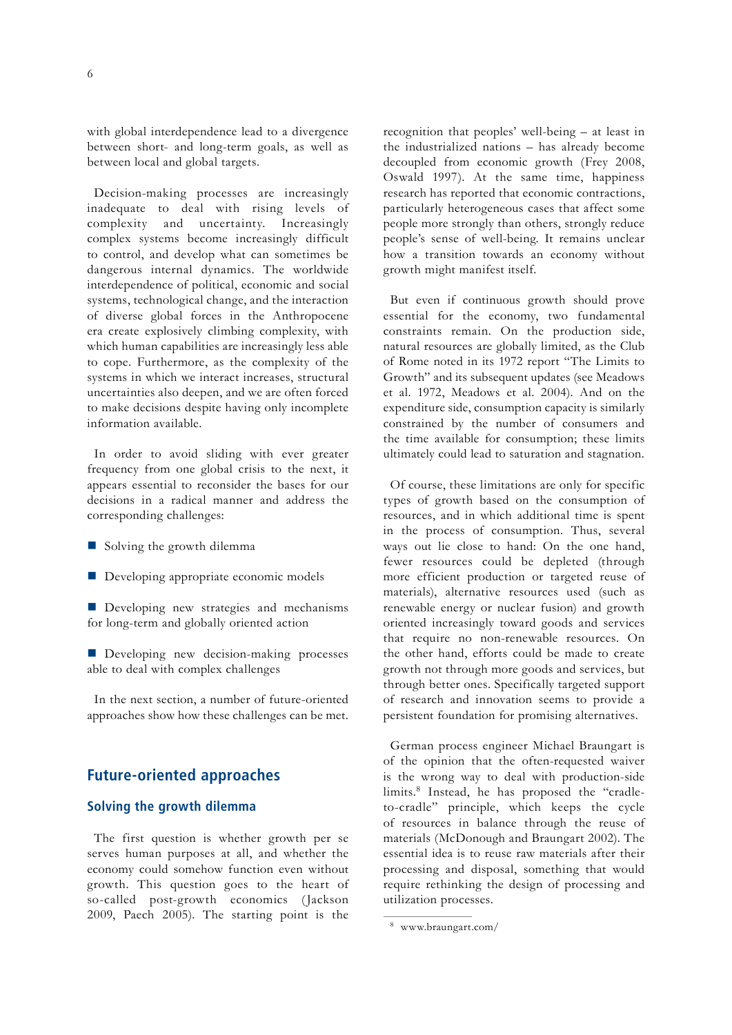with global interdependence lead to a divergence between short- and long-term goals, as well as between local and global targets.

Decision-making processes are increasingly inadequate to deal with rising levels of complexity and uncertainty. Increasingly complex systems become increasingly difficult to control, and develop what can sometimes be dangerous internal dynamics. The worldwide interdependence of political, economic and social systems, technological change, and the interaction of diverse global forces in the Anthropocene era create explosively climbing complexity, with which human capabilities are increasingly less able to cope. Furthermore, as the complexity of the systems in which we interact increases, structural uncertainties also deepen, and we are often forced to make decisions despite having only incomplete information available.

In order to avoid sliding with ever greater frequency from one global crisis to the next, it appears essential to reconsider the bases for our decisions in a radical manner and address the corresponding challenges:

- Solving the growth dilemma
- Developing appropriate economic models
- Developing new strategies and mechanisms for long-term and globally oriented action
- Developing new decision-making processes able to deal with complex challenges

In the next section, a number of future-oriented approaches show how these challenges can be met.

## Future-oriented approaches

### Solving the growth dilemma

The first question is whether growth per se serves human purposes at all, and whether the economy could somehow function even without growth. This question goes to the heart of so-called post-growth economics (Jackson 2009, Paech 2005). The starting point is the recognition that peoples' well-being – at least in the industrialized nations – has already become decoupled from economic growth (Frey 2008, Oswald 1997). At the same time, happiness research has reported that economic contractions, particularly heterogeneous cases that affect some people more strongly than others, strongly reduce people's sense of well-being. It remains unclear how a transition towards an economy without growth might manifest itself.

But even if continuous growth should prove essential for the economy, two fundamental constraints remain. On the production side, natural resources are globally limited, as the Club of Rome noted in its 1972 report "The Limits to Growth" and its subsequent updates (see Meadows et al. 1972, Meadows et al. 2004). And on the expenditure side, consumption capacity is similarly constrained by the number of consumers and the time available for consumption; these limits ultimately could lead to saturation and stagnation.

Of course, these limitations are only for specific types of growth based on the consumption of resources, and in which additional time is spent in the process of consumption. Thus, several ways out lie close to hand: On the one hand, fewer resources could be depleted (through more efficient production or targeted reuse of materials), alternative resources used (such as renewable energy or nuclear fusion) and growth oriented increasingly toward goods and services that require no non-renewable resources. On the other hand, efforts could be made to create growth not through more goods and services, but through better ones. Specifically targeted support of research and innovation seems to provide a persistent foundation for promising alternatives.

German process engineer Michael Braungart is of the opinion that the often-requested waiver is the wrong way to deal with production-side limits.[8] Instead, he has proposed the "cradle-to-cradle" principle, which keeps the cycle of resources in balance through the reuse of materials (McDonough and Braungart 2002). The essential idea is to reuse raw materials after their processing and disposal, something that would require rethinking the design of processing and utilization processes.

[8] www.braungart.com/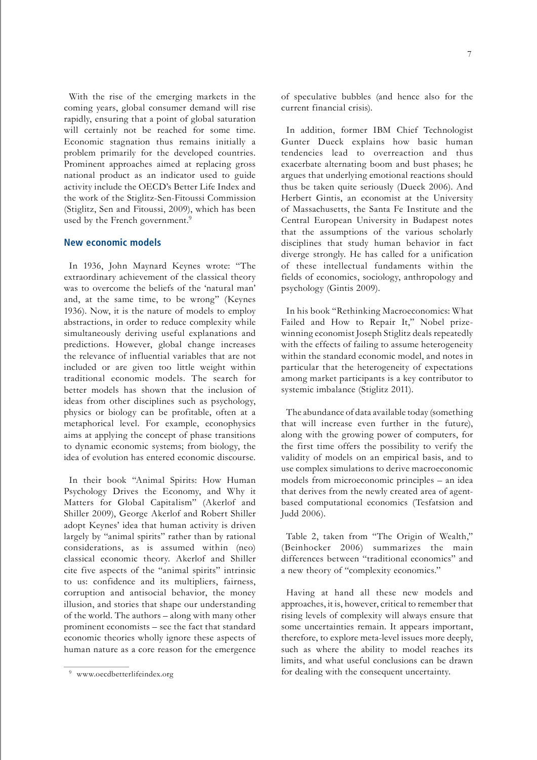With the rise of the emerging markets in the coming years, global consumer demand will rise rapidly, ensuring that a point of global saturation will certainly not be reached for some time. Economic stagnation thus remains initially a problem primarily for the developed countries. Prominent approaches aimed at replacing gross national product as an indicator used to guide activity include the OECD's Better Life Index and the work of the Stiglitz-Sen-Fitoussi Commission (Stiglitz, Sen and Fitoussi, 2009), which has been used by the French government.[9]

## New economic models

In 1936, John Maynard Keynes wrote: "The extraordinary achievement of the classical theory was to overcome the beliefs of the 'natural man' and, at the same time, to be wrong" (Keynes 1936). Now, it is the nature of models to employ abstractions, in order to reduce complexity while simultaneously deriving useful explanations and predictions. However, global change increases the relevance of influential variables that are not included or are given too little weight within traditional economic models. The search for better models has shown that the inclusion of ideas from other disciplines such as psychology, physics or biology can be profitable, often at a metaphorical level. For example, econophysics aims at applying the concept of phase transitions to dynamic economic systems; from biology, the idea of evolution has entered economic discourse.

In their book "Animal Spirits: How Human Psychology Drives the Economy, and Why it Matters for Global Capitalism" (Akerlof and Shiller 2009), George Akerlof and Robert Shiller adopt Keynes' idea that human activity is driven largely by "animal spirits" rather than by rational considerations, as is assumed within (neo) classical economic theory. Akerlof and Shiller cite five aspects of the "animal spirits" intrinsic to us: confidence and its multipliers, fairness, corruption and antisocial behavior, the money illusion, and stories that shape our understanding of the world. The authors – along with many other prominent economists – see the fact that standard economic theories wholly ignore these aspects of human nature as a core reason for the emergence of speculative bubbles (and hence also for the current financial crisis).

In addition, former IBM Chief Technologist Gunter Dueck explains how basic human tendencies lead to overreaction and thus exacerbate alternating boom and bust phases; he argues that underlying emotional reactions should thus be taken quite seriously (Dueck 2006). And Herbert Gintis, an economist at the University of Massachusetts, the Santa Fe Institute and the Central European University in Budapest notes that the assumptions of the various scholarly disciplines that study human behavior in fact diverge strongly. He has called for a unification of these intellectual fundaments within the fields of economics, sociology, anthropology and psychology (Gintis 2009).

In his book "Rethinking Macroeconomics: What Failed and How to Repair It," Nobel prize-winning economist Joseph Stiglitz deals repeatedly with the effects of failing to assume heterogeneity within the standard economic model, and notes in particular that the heterogeneity of expectations among market participants is a key contributor to systemic imbalance (Stiglitz 2011).

The abundance of data available today (something that will increase even further in the future), along with the growing power of computers, for the first time offers the possibility to verify the validity of models on an empirical basis, and to use complex simulations to derive macroeconomic models from microeconomic principles – an idea that derives from the newly created area of agent-based computational economics (Tesfatsion and Judd 2006).

Table 2, taken from "The Origin of Wealth," (Beinhocker 2006) summarizes the main differences between "traditional economics" and a new theory of "complexity economics."

Having at hand all these new models and approaches, it is, however, critical to remember that rising levels of complexity will always ensure that some uncertainties remain. It appears important, therefore, to explore meta-level issues more deeply, such as where the ability to model reaches its limits, and what useful conclusions can be drawn for dealing with the consequent uncertainty.

---

[9] www.oecdbetterlifeindex.org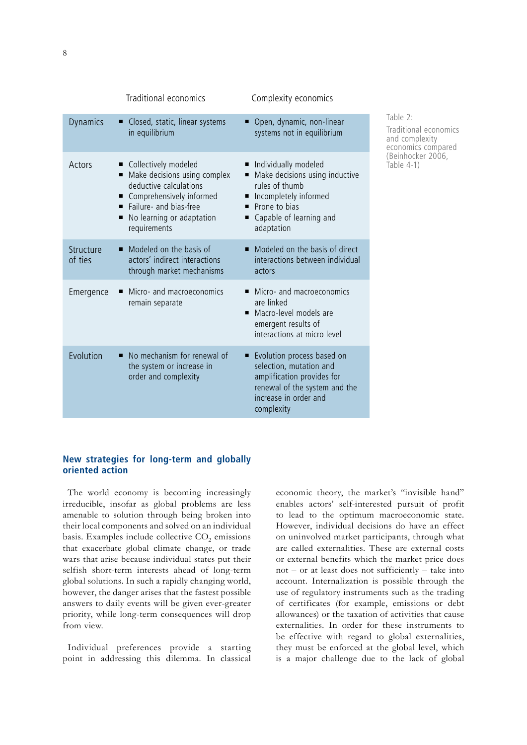| | Traditional economics | Complexity economics |
|---|---|---|
| Dynamics | ■ Closed, static, linear systems in equilibrium | ■ Open, dynamic, non-linear systems not in equilibrium |
| Actors | ■ Collectively modeled<br>■ Make decisions using complex deductive calculations<br>■ Comprehensively informed<br>■ Failure- and bias-free<br>■ No learning or adaptation requirements | ■ Individually modeled<br>■ Make decisions using inductive rules of thumb<br>■ Incompletely informed<br>■ Prone to bias<br>■ Capable of learning and adaptation |
| Structure of ties | ■ Modeled on the basis of actors' indirect interactions through market mechanisms | ■ Modeled on the basis of direct interactions between individual actors |
| Emergence | ■ Micro- and macroeconomics remain separate | ■ Micro- and macroeconomics are linked<br>■ Macro-level models are emergent results of interactions at micro level |
| Evolution | ■ No mechanism for renewal of the system or increase in order and complexity | ■ Evolution process based on selection, mutation and amplification provides for renewal of the system and the increase in order and complexity |

Table 2:
Traditional economics and complexity economics compared (Beinhocker 2006, Table 4-1)

## New strategies for long-term and globally oriented action

The world economy is becoming increasingly irreducible, insofar as global problems are less amenable to solution through being broken into their local components and solved on an individual basis. Examples include collective $CO_2$ emissions that exacerbate global climate change, or trade wars that arise because individual states put their selfish short-term interests ahead of long-term global solutions. In such a rapidly changing world, however, the danger arises that the fastest possible answers to daily events will be given ever-greater priority, while long-term consequences will drop from view.

Individual preferences provide a starting point in addressing this dilemma. In classical economic theory, the market's "invisible hand" enables actors' self-interested pursuit of profit to lead to the optimum macroeconomic state. However, individual decisions do have an effect on uninvolved market participants, through what are called externalities. These are external costs or external benefits which the market price does not – or at least does not sufficiently – take into account. Internalization is possible through the use of regulatory instruments such as the trading of certificates (for example, emissions or debt allowances) or the taxation of activities that cause externalities. In order for these instruments to be effective with regard to global externalities, they must be enforced at the global level, which is a major challenge due to the lack of global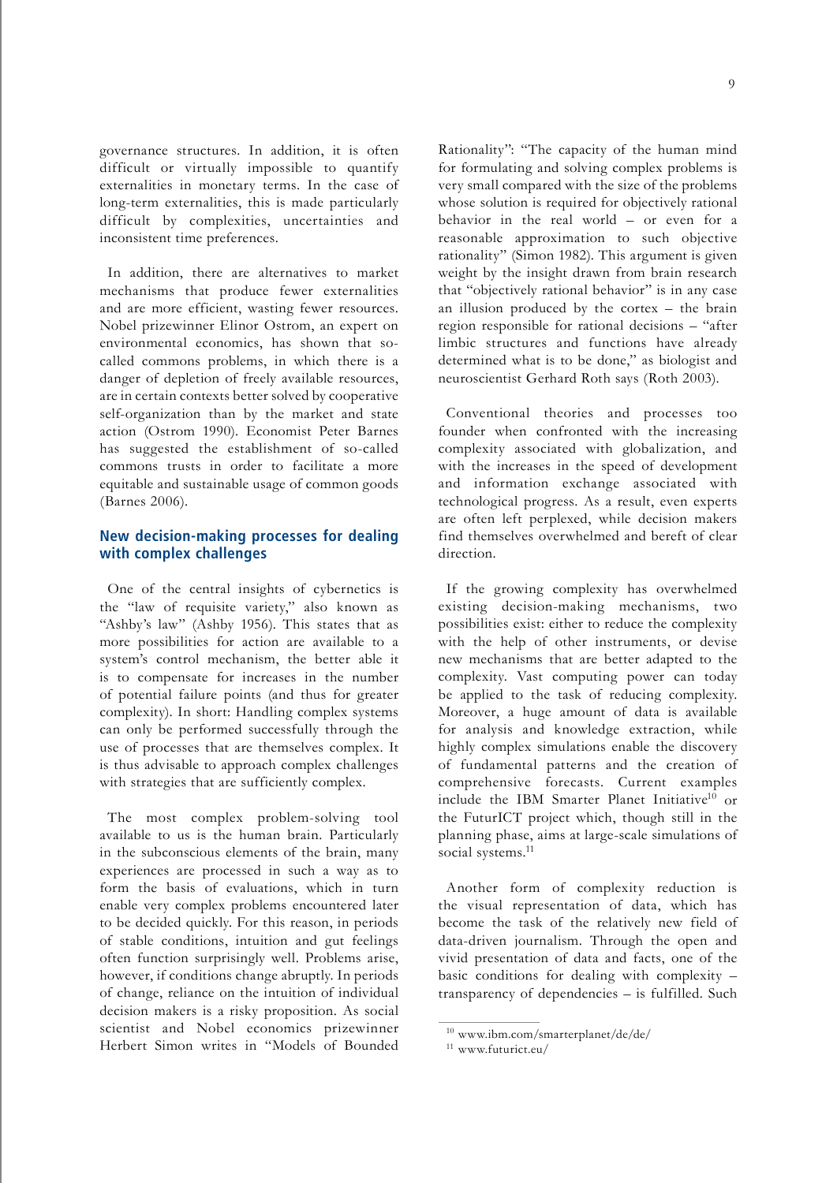governance structures. In addition, it is often difficult or virtually impossible to quantify externalities in monetary terms. In the case of long-term externalities, this is made particularly difficult by complexities, uncertainties and inconsistent time preferences.

In addition, there are alternatives to market mechanisms that produce fewer externalities and are more efficient, wasting fewer resources. Nobel prizewinner Elinor Ostrom, an expert on environmental economics, has shown that so-called commons problems, in which there is a danger of depletion of freely available resources, are in certain contexts better solved by cooperative self-organization than by the market and state action (Ostrom 1990). Economist Peter Barnes has suggested the establishment of so-called commons trusts in order to facilitate a more equitable and sustainable usage of common goods (Barnes 2006).

## New decision-making processes for dealing with complex challenges

One of the central insights of cybernetics is the "law of requisite variety," also known as "Ashby's law" (Ashby 1956). This states that as more possibilities for action are available to a system's control mechanism, the better able it is to compensate for increases in the number of potential failure points (and thus for greater complexity). In short: Handling complex systems can only be performed successfully through the use of processes that are themselves complex. It is thus advisable to approach complex challenges with strategies that are sufficiently complex.

The most complex problem-solving tool available to us is the human brain. Particularly in the subconscious elements of the brain, many experiences are processed in such a way as to form the basis of evaluations, which in turn enable very complex problems encountered later to be decided quickly. For this reason, in periods of stable conditions, intuition and gut feelings often function surprisingly well. Problems arise, however, if conditions change abruptly. In periods of change, reliance on the intuition of individual decision makers is a risky proposition. As social scientist and Nobel economics prizewinner Herbert Simon writes in "Models of Bounded Rationality": "The capacity of the human mind for formulating and solving complex problems is very small compared with the size of the problems whose solution is required for objectively rational behavior in the real world – or even for a reasonable approximation to such objective rationality" (Simon 1982). This argument is given weight by the insight drawn from brain research that "objectively rational behavior" is in any case an illusion produced by the cortex – the brain region responsible for rational decisions – "after limbic structures and functions have already determined what is to be done," as biologist and neuroscientist Gerhard Roth says (Roth 2003).

Conventional theories and processes too founder when confronted with the increasing complexity associated with globalization, and with the increases in the speed of development and information exchange associated with technological progress. As a result, even experts are often left perplexed, while decision makers find themselves overwhelmed and bereft of clear direction.

If the growing complexity has overwhelmed existing decision-making mechanisms, two possibilities exist: either to reduce the complexity with the help of other instruments, or devise new mechanisms that are better adapted to the complexity. Vast computing power can today be applied to the task of reducing complexity. Moreover, a huge amount of data is available for analysis and knowledge extraction, while highly complex simulations enable the discovery of fundamental patterns and the creation of comprehensive forecasts. Current examples include the IBM Smarter Planet Initiative[10] or the FuturICT project which, though still in the planning phase, aims at large-scale simulations of social systems.[11]

Another form of complexity reduction is the visual representation of data, which has become the task of the relatively new field of data-driven journalism. Through the open and vivid presentation of data and facts, one of the basic conditions for dealing with complexity – transparency of dependencies – is fulfilled. Such

---

[10] www.ibm.com/smarterplanet/de/de/

[11] www.futurict.eu/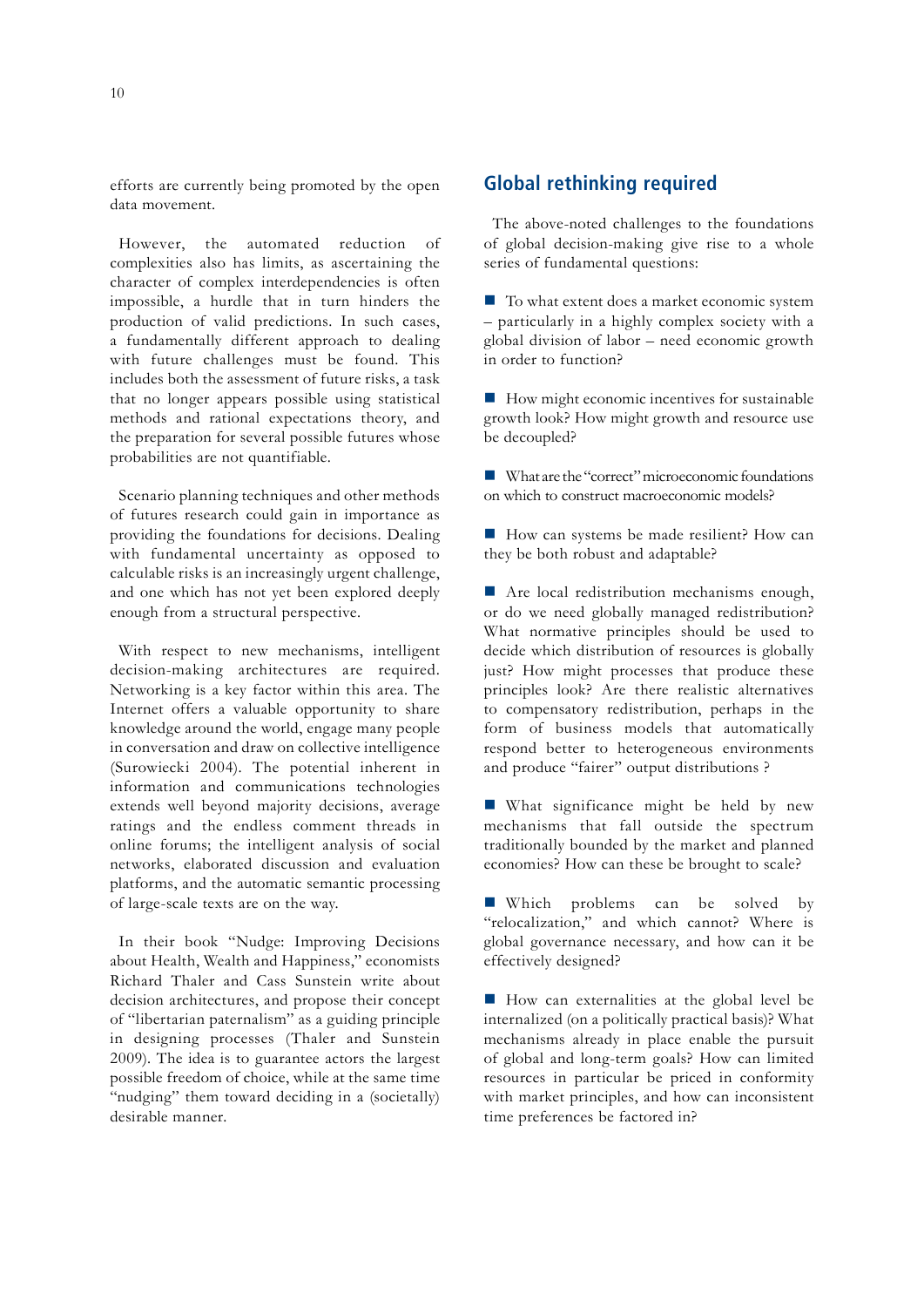efforts are currently being promoted by the open data movement.

However, the automated reduction of complexities also has limits, as ascertaining the character of complex interdependencies is often impossible, a hurdle that in turn hinders the production of valid predictions. In such cases, a fundamentally different approach to dealing with future challenges must be found. This includes both the assessment of future risks, a task that no longer appears possible using statistical methods and rational expectations theory, and the preparation for several possible futures whose probabilities are not quantifiable.

Scenario planning techniques and other methods of futures research could gain in importance as providing the foundations for decisions. Dealing with fundamental uncertainty as opposed to calculable risks is an increasingly urgent challenge, and one which has not yet been explored deeply enough from a structural perspective.

With respect to new mechanisms, intelligent decision-making architectures are required. Networking is a key factor within this area. The Internet offers a valuable opportunity to share knowledge around the world, engage many people in conversation and draw on collective intelligence (Surowiecki 2004). The potential inherent in information and communications technologies extends well beyond majority decisions, average ratings and the endless comment threads in online forums; the intelligent analysis of social networks, elaborated discussion and evaluation platforms, and the automatic semantic processing of large-scale texts are on the way.

In their book "Nudge: Improving Decisions about Health, Wealth and Happiness," economists Richard Thaler and Cass Sunstein write about decision architectures, and propose their concept of "libertarian paternalism" as a guiding principle in designing processes (Thaler and Sunstein 2009). The idea is to guarantee actors the largest possible freedom of choice, while at the same time "nudging" them toward deciding in a (societally) desirable manner.

## Global rethinking required

The above-noted challenges to the foundations of global decision-making give rise to a whole series of fundamental questions:

- To what extent does a market economic system – particularly in a highly complex society with a global division of labor – need economic growth in order to function?
- How might economic incentives for sustainable growth look? How might growth and resource use be decoupled?
- What are the "correct" microeconomic foundations on which to construct macroeconomic models?
- How can systems be made resilient? How can they be both robust and adaptable?
- Are local redistribution mechanisms enough, or do we need globally managed redistribution? What normative principles should be used to decide which distribution of resources is globally just? How might processes that produce these principles look? Are there realistic alternatives to compensatory redistribution, perhaps in the form of business models that automatically respond better to heterogeneous environments and produce "fairer" output distributions ?
- What significance might be held by new mechanisms that fall outside the spectrum traditionally bounded by the market and planned economies? How can these be brought to scale?
- Which problems can be solved by "relocalization," and which cannot? Where is global governance necessary, and how can it be effectively designed?
- How can externalities at the global level be internalized (on a politically practical basis)? What mechanisms already in place enable the pursuit of global and long-term goals? How can limited resources in particular be priced in conformity with market principles, and how can inconsistent time preferences be factored in?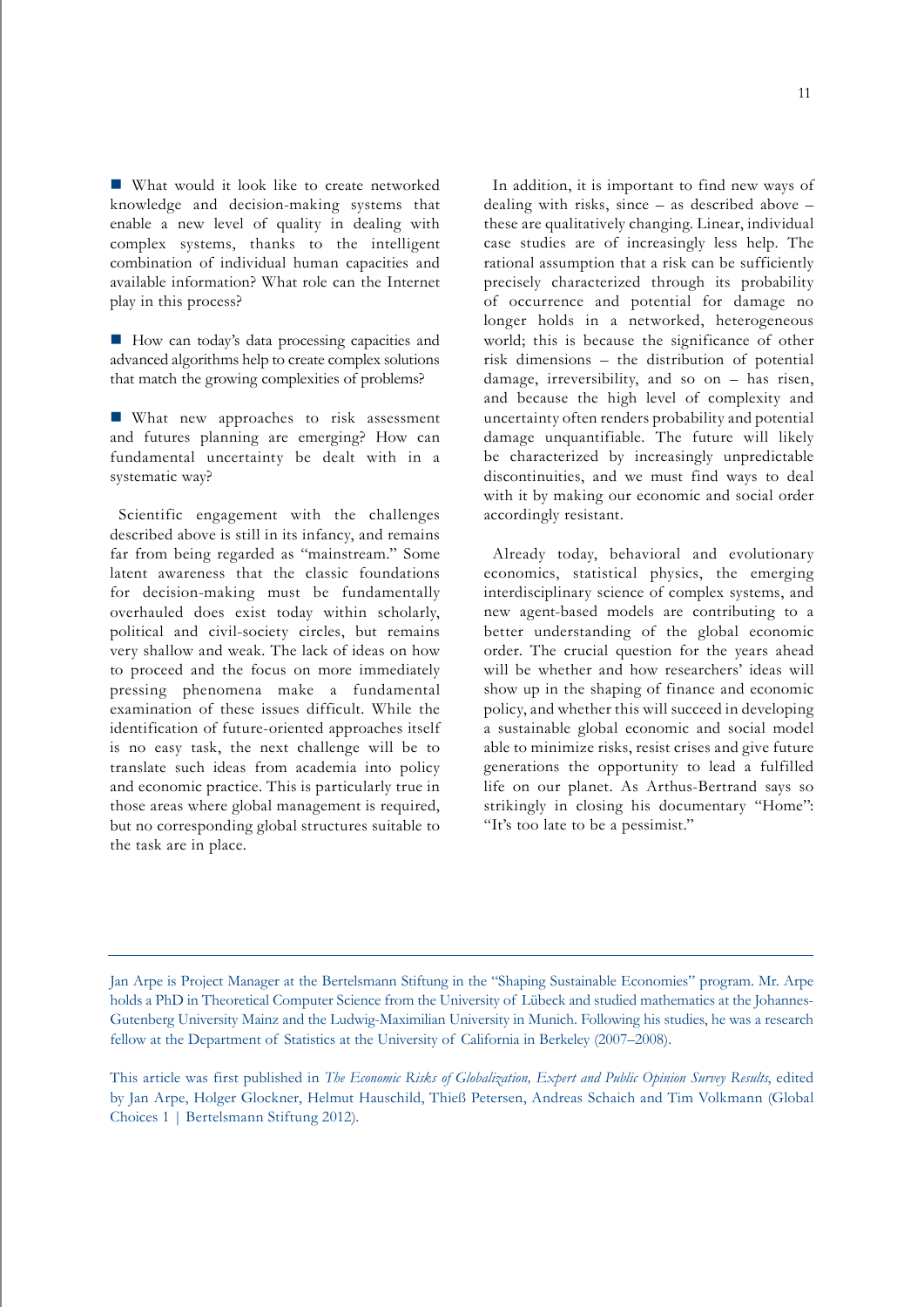- What would it look like to create networked knowledge and decision-making systems that enable a new level of quality in dealing with complex systems, thanks to the intelligent combination of individual human capacities and available information? What role can the Internet play in this process?

- How can today's data processing capacities and advanced algorithms help to create complex solutions that match the growing complexities of problems?

- What new approaches to risk assessment and futures planning are emerging? How can fundamental uncertainty be dealt with in a systematic way?

Scientific engagement with the challenges described above is still in its infancy, and remains far from being regarded as "mainstream." Some latent awareness that the classic foundations for decision-making must be fundamentally overhauled does exist today within scholarly, political and civil-society circles, but remains very shallow and weak. The lack of ideas on how to proceed and the focus on more immediately pressing phenomena make a fundamental examination of these issues difficult. While the identification of future-oriented approaches itself is no easy task, the next challenge will be to translate such ideas from academia into policy and economic practice. This is particularly true in those areas where global management is required, but no corresponding global structures suitable to the task are in place.

In addition, it is important to find new ways of dealing with risks, since – as described above – these are qualitatively changing. Linear, individual case studies are of increasingly less help. The rational assumption that a risk can be sufficiently precisely characterized through its probability of occurrence and potential for damage no longer holds in a networked, heterogeneous world; this is because the significance of other risk dimensions – the distribution of potential damage, irreversibility, and so on – has risen, and because the high level of complexity and uncertainty often renders probability and potential damage unquantifiable. The future will likely be characterized by increasingly unpredictable discontinuities, and we must find ways to deal with it by making our economic and social order accordingly resistant.

Already today, behavioral and evolutionary economics, statistical physics, the emerging interdisciplinary science of complex systems, and new agent-based models are contributing to a better understanding of the global economic order. The crucial question for the years ahead will be whether and how researchers' ideas will show up in the shaping of finance and economic policy, and whether this will succeed in developing a sustainable global economic and social model able to minimize risks, resist crises and give future generations the opportunity to lead a fulfilled life on our planet. As Arthus-Bertrand says so strikingly in closing his documentary "Home": "It's too late to be a pessimist."

---

Jan Arpe is Project Manager at the Bertelsmann Stiftung in the "Shaping Sustainable Economies" program. Mr. Arpe holds a PhD in Theoretical Computer Science from the University of Lübeck and studied mathematics at the Johannes-Gutenberg University Mainz and the Ludwig-Maximilian University in Munich. Following his studies, he was a research fellow at the Department of Statistics at the University of California in Berkeley (2007–2008).

This article was first published in *The Economic Risks of Globalization, Expert and Public Opinion Survey Results*, edited by Jan Arpe, Holger Glockner, Helmut Hauschild, Thieß Petersen, Andreas Schaich and Tim Volkmann (Global Choices 1 | Bertelsmann Stiftung 2012).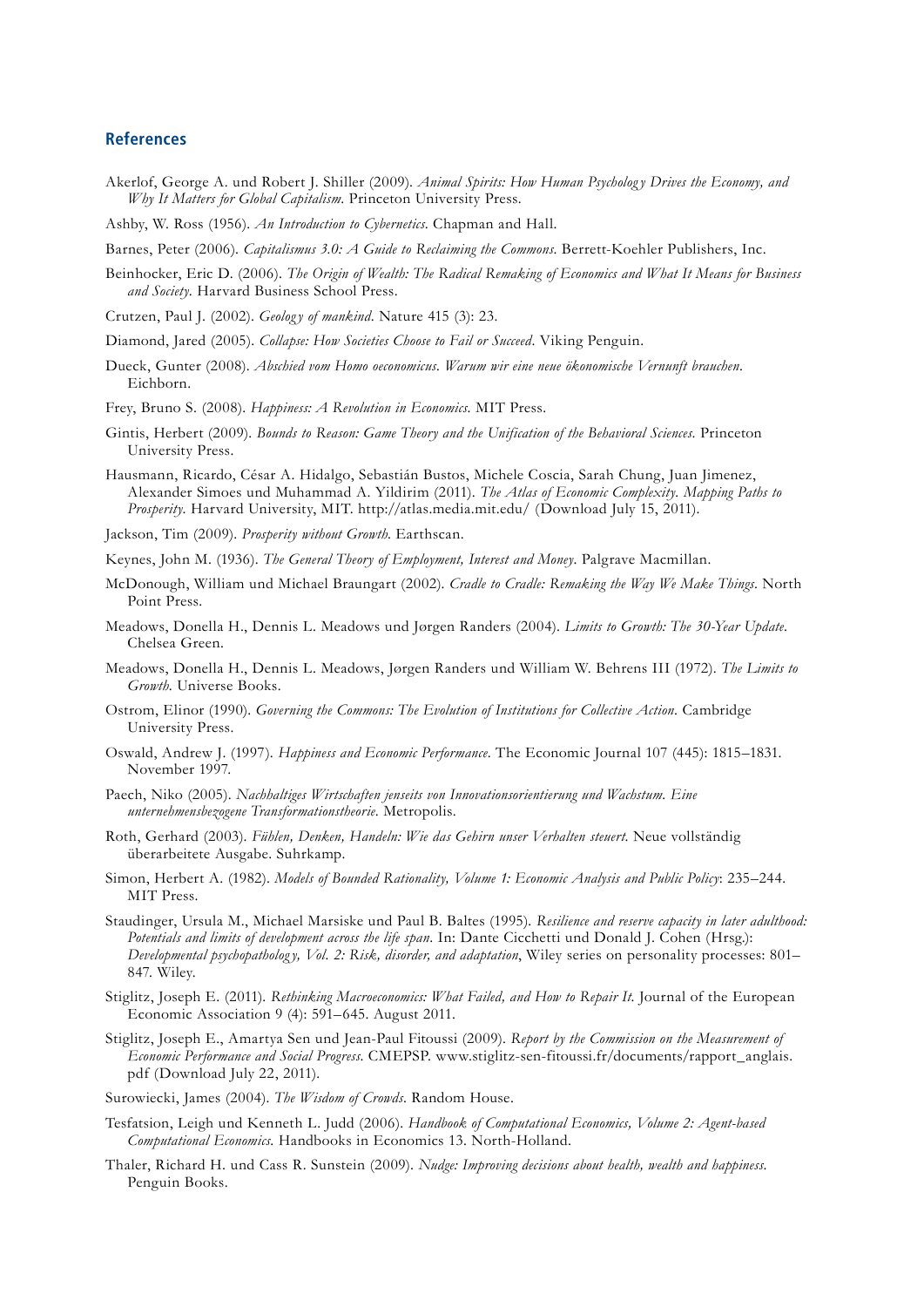## References

Akerlof, George A. und Robert J. Shiller (2009). *Animal Spirits: How Human Psychology Drives the Economy, and Why It Matters for Global Capitalism*. Princeton University Press.

Ashby, W. Ross (1956). *An Introduction to Cybernetics*. Chapman and Hall.

Barnes, Peter (2006). *Capitalismus 3.0: A Guide to Reclaiming the Commons*. Berrett-Koehler Publishers, Inc.

Beinhocker, Eric D. (2006). *The Origin of Wealth: The Radical Remaking of Economics and What It Means for Business and Society*. Harvard Business School Press.

Crutzen, Paul J. (2002). *Geology of mankind*. Nature 415 (3): 23.

Diamond, Jared (2005). *Collapse: How Societies Choose to Fail or Succeed*. Viking Penguin.

Dueck, Gunter (2008). *Abschied vom Homo oeconomicus. Warum wir eine neue ökonomische Vernunft brauchen*. Eichborn.

Frey, Bruno S. (2008). *Happiness: A Revolution in Economics*. MIT Press.

Gintis, Herbert (2009). *Bounds to Reason: Game Theory and the Unification of the Behavioral Sciences*. Princeton University Press.

Hausmann, Ricardo, César A. Hidalgo, Sebastián Bustos, Michele Coscia, Sarah Chung, Juan Jimenez, Alexander Simoes und Muhammad A. Yildirim (2011). *The Atlas of Economic Complexity. Mapping Paths to Prosperity*. Harvard University, MIT. http://atlas.media.mit.edu/ (Download July 15, 2011).

Jackson, Tim (2009). *Prosperity without Growth*. Earthscan.

Keynes, John M. (1936). *The General Theory of Employment, Interest and Money*. Palgrave Macmillan.

McDonough, William und Michael Braungart (2002). *Cradle to Cradle: Remaking the Way We Make Things*. North Point Press.

Meadows, Donella H., Dennis L. Meadows und Jørgen Randers (2004). *Limits to Growth: The 30-Year Update*. Chelsea Green.

Meadows, Donella H., Dennis L. Meadows, Jørgen Randers und William W. Behrens III (1972). *The Limits to Growth*. Universe Books.

Ostrom, Elinor (1990). *Governing the Commons: The Evolution of Institutions for Collective Action*. Cambridge University Press.

Oswald, Andrew J. (1997). *Happiness and Economic Performance*. The Economic Journal 107 (445): 1815–1831. November 1997.

Paech, Niko (2005). *Nachhaltiges Wirtschaften jenseits von Innovationsorientierung und Wachstum. Eine unternehmensbezogene Transformationstheorie*. Metropolis.

Roth, Gerhard (2003). *Fühlen, Denken, Handeln: Wie das Gehirn unser Verhalten steuert*. Neue vollständig überarbeitete Ausgabe. Suhrkamp.

Simon, Herbert A. (1982). *Models of Bounded Rationality, Volume 1: Economic Analysis and Public Policy*: 235–244. MIT Press.

Staudinger, Ursula M., Michael Marsiske und Paul B. Baltes (1995). *Resilience and reserve capacity in later adulthood: Potentials and limits of development across the life span*. In: Dante Cicchetti und Donald J. Cohen (Hrsg.): *Developmental psychopathology, Vol. 2: Risk, disorder, and adaptation*, Wiley series on personality processes: 801–847. Wiley.

Stiglitz, Joseph E. (2011). *Rethinking Macroeconomics: What Failed, and How to Repair It*. Journal of the European Economic Association 9 (4): 591–645. August 2011.

Stiglitz, Joseph E., Amartya Sen und Jean-Paul Fitoussi (2009). *Report by the Commission on the Measurement of Economic Performance and Social Progress*. CMEPSP. www.stiglitz-sen-fitoussi.fr/documents/rapport_anglais.pdf (Download July 22, 2011).

Surowiecki, James (2004). *The Wisdom of Crowds*. Random House.

Tesfatsion, Leigh und Kenneth L. Judd (2006). *Handbook of Computational Economics, Volume 2: Agent-based Computational Economics*. Handbooks in Economics 13. North-Holland.

Thaler, Richard H. und Cass R. Sunstein (2009). *Nudge: Improving decisions about health, wealth and happiness*. Penguin Books.